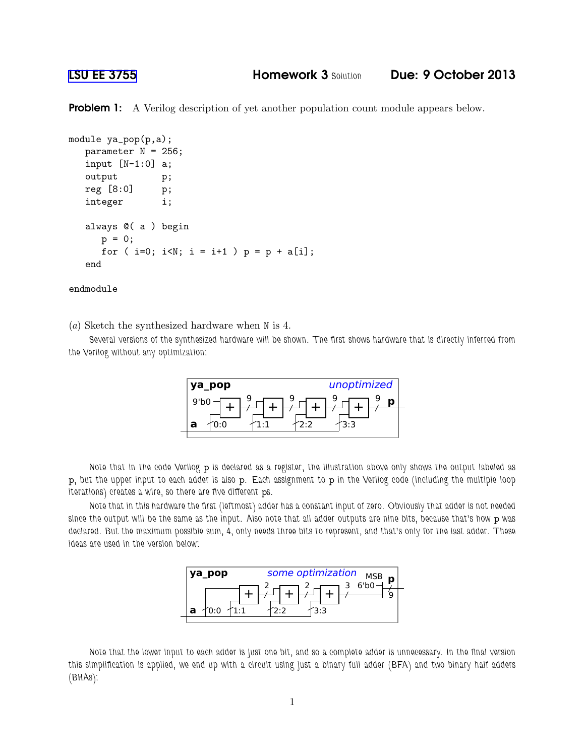**LSU EE 3755** **Homework 3** Solution **Due: 9 October 2013**

**Problem 1:** A Verilog description of yet another population count module appears below.

```
module ya_pop(p,a);
   parameter N = 256;
   input [N-1:0] a;
   output        p;
   reg [8:0]     p;
   integer       i;

   always @( a ) begin
      p = 0;
      for ( i=0; i<N; i = i+1 ) p = p + a[i];
   end

endmodule
```

(*a*) Sketch the synthesized hardware when N is 4.

Several versions of the synthesized hardware will be shown. The first shows hardware that is directly inferred from the Verilog without any optimization:

Note that in the code Verilog p is declared as a register, the illustration above only shows the output labeled as p, but the upper input to each adder is also p. Each assignment to p in the Verilog code (including the multiple loop iterations) creates a wire, so there are five different ps.

Note that in this hardware the first (leftmost) adder has a constant input of zero. Obviously that adder is not needed since the output will be the same as the input. Also note that all adder outputs are nine bits, because that's how p was declared. But the maximum possible sum, 4, only needs three bits to represent, and that's only for the last adder. These ideas are used in the version below:

Note that the lower input to each adder is just one bit, and so a complete adder is unnecessary. In the final version this simplification is applied, we end up with a circuit using just a binary full adder (BFA) and two binary half adders (BHAs):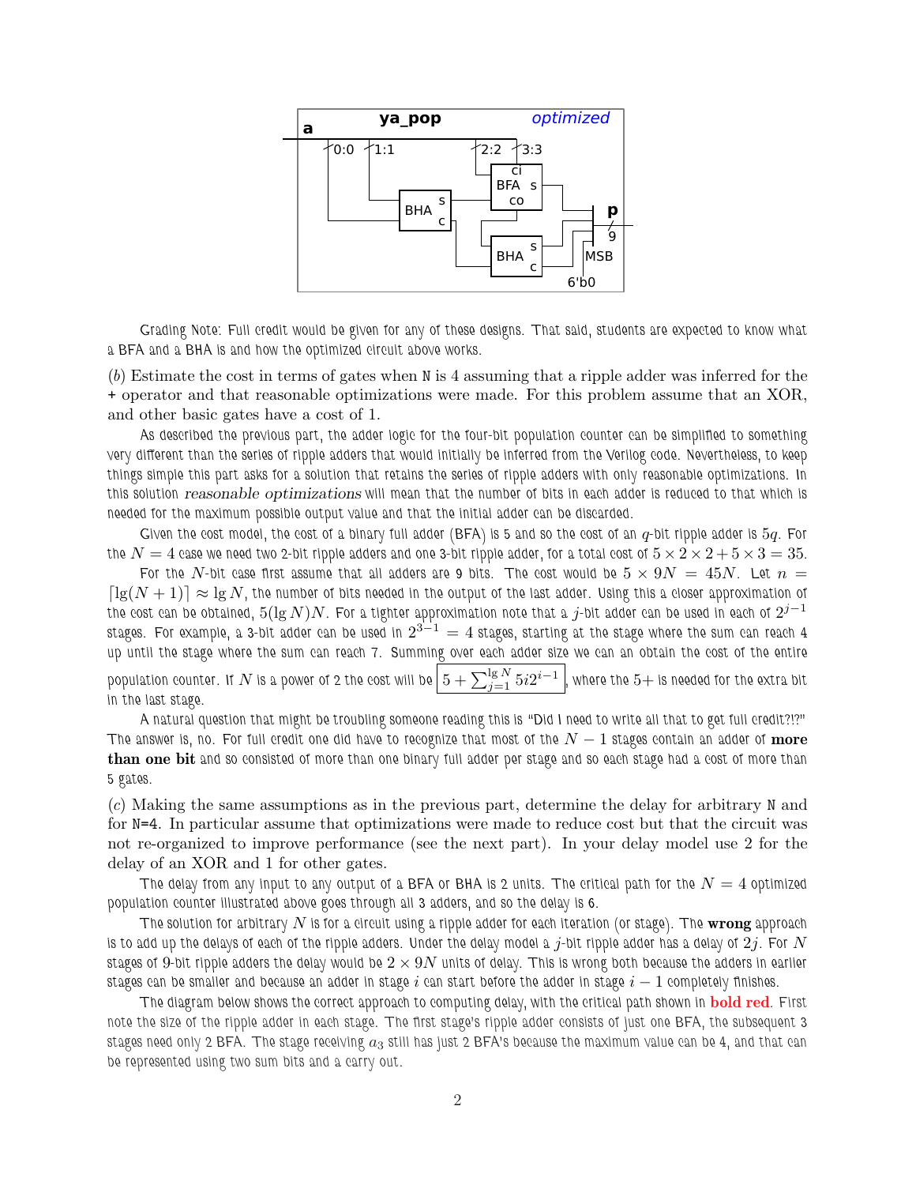Grading Note: Full credit would be given for any of these designs. That said, students are expected to know what a BFA and a BHA is and how the optimized circuit above works.

(*b*) Estimate the cost in terms of gates when `N` is 4 assuming that a ripple adder was inferred for the `+` operator and that reasonable optimizations were made. For this problem assume that an XOR, and other basic gates have a cost of 1.

As described the previous part, the adder logic for the four-bit population counter can be simplified to something very different than the series of ripple adders that would initially be inferred from the Verilog code. Nevertheless, to keep things simple this part asks for a solution that retains the series of ripple adders with only reasonable optimizations. In this solution *reasonable optimizations* will mean that the number of bits in each adder is reduced to that which is needed for the maximum possible output value and that the initial adder can be discarded.

Given the cost model, the cost of a binary full adder (BFA) is 5 and so the cost of an $q$-bit ripple adder is $5q$. For the $N = 4$ case we need two 2-bit ripple adders and one 3-bit ripple adder, for a total cost of $5 \times 2 \times 2 + 5 \times 3 = 35$.

For the $N$-bit case first assume that all adders are 9 bits. The cost would be $5 \times 9N = 45N$. Let $n = \lceil \lg(N+1) \rceil \approx \lg N$, the number of bits needed in the output of the last adder. Using this a closer approximation of the cost can be obtained, $5(\lg N)N$. For a tighter approximation note that a $j$-bit adder can be used in each of $2^{j-1}$ stages. For example, a 3-bit adder can be used in $2^{3-1} = 4$ stages, starting at the stage where the sum can reach 4 up until the stage where the sum can reach 7. Summing over each adder size we can an obtain the cost of the entire population counter. If $N$ is a power of 2 the cost will be $\boxed{5 + \sum_{j=1}^{\lg N} 5i2^{i-1}}$, where the 5+ is needed for the extra bit in the last stage.

A natural question that might be troubling someone reading this is "Did I need to write all that to get full credit?!?" The answer is, no. For full credit one did have to recognize that most of the $N - 1$ stages contain an adder of **more than one bit** and so consisted of more than one binary full adder per stage and so each stage had a cost of more than 5 gates.

(*c*) Making the same assumptions as in the previous part, determine the delay for arbitrary `N` and for `N=4`. In particular assume that optimizations were made to reduce cost but that the circuit was not re-organized to improve performance (see the next part). In your delay model use 2 for the delay of an XOR and 1 for other gates.

The delay from any input to any output of a BFA or BHA is 2 units. The critical path for the $N = 4$ optimized population counter illustrated above goes through all 3 adders, and so the delay is 6.

The solution for arbitrary $N$ is for a circuit using a ripple adder for each iteration (or stage). The **wrong** approach is to add up the delays of each of the ripple adders. Under the delay model a $j$-bit ripple adder has a delay of $2j$. For $N$ stages of 9-bit ripple adders the delay would be $2 \times 9N$ units of delay. This is wrong both because the adders in earlier stages can be smaller and because an adder in stage $i$ can start before the adder in stage $i - 1$ completely finishes.

The diagram below shows the correct approach to computing delay, with the critical path shown in **bold red**. First note the size of the ripple adder in each stage. The first stage's ripple adder consists of just one BFA, the subsequent 3 stages need only 2 BFA. The stage receiving $a_3$ still has just 2 BFA's because the maximum value can be 4, and that can be represented using two sum bits and a carry out.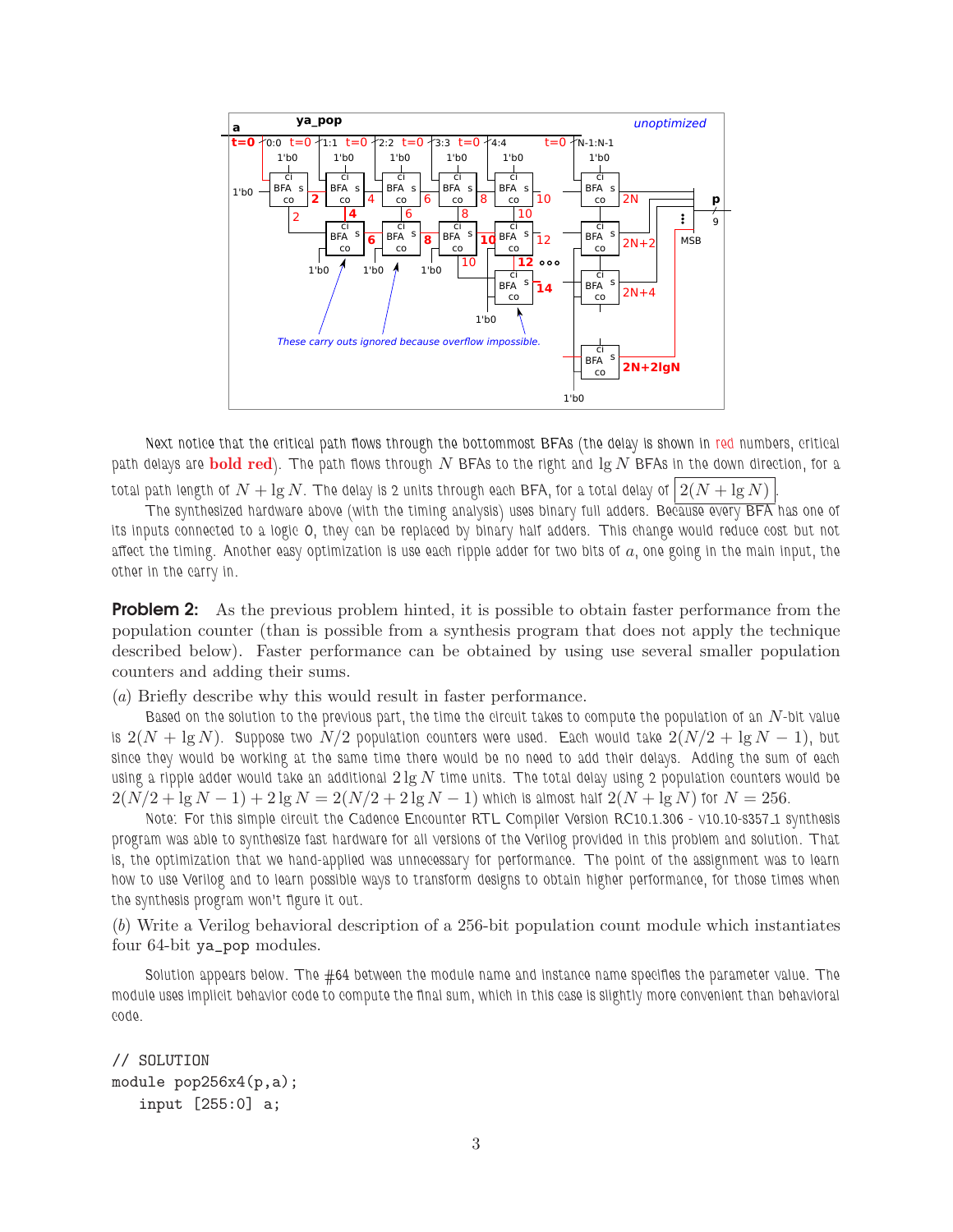Next notice that the critical path flows through the bottommost BFAs (the delay is shown in red numbers, critical path delays are **bold red**). The path flows through $N$ BFAs to the right and $\lg N$ BFAs in the down direction, for a total path length of $N + \lg N$. The delay is 2 units through each BFA, for a total delay of $\boxed{2(N + \lg N)}$.

The synthesized hardware above (with the timing analysis) uses binary full adders. Because every BFA has one of its inputs connected to a logic 0, they can be replaced by binary half adders. This change would reduce cost but not affect the timing. Another easy optimization is use each ripple adder for two bits of $a$, one going in the main input, the other in the carry in.

**Problem 2:** As the previous problem hinted, it is possible to obtain faster performance from the population counter (than is possible from a synthesis program that does not apply the technique described below). Faster performance can be obtained by using use several smaller population counters and adding their sums.

(*a*) Briefly describe why this would result in faster performance.

Based on the solution to the previous part, the time the circuit takes to compute the population of an $N$-bit value is $2(N + \lg N)$. Suppose two $N/2$ population counters were used. Each would take $2(N/2 + \lg N - 1)$, but since they would be working at the same time there would be no need to add their delays. Adding the sum of each using a ripple adder would take an additional $2 \lg N$ time units. The total delay using 2 population counters would be $2(N/2 + \lg N - 1) + 2 \lg N = 2(N/2 + 2 \lg N - 1)$ which is almost half $2(N + \lg N)$ for $N = 256$.

Note: For this simple circuit the Cadence Encounter RTL Compiler Version RC10.1.306 - v10.10-s357_1 synthesis program was able to synthesize fast hardware for all versions of the Verilog provided in this problem and solution. That is, the optimization that we hand-applied was unnecessary for performance. The point of the assignment was to learn how to use Verilog and to learn possible ways to transform designs to obtain higher performance, for those times when the synthesis program won't figure it out.

(*b*) Write a Verilog behavioral description of a 256-bit population count module which instantiates four 64-bit ya_pop modules.

Solution appears below. The #64 between the module name and instance name specifies the parameter value. The module uses implicit behavior code to compute the final sum, which in this case is slightly more convenient than behavioral code.

```
// SOLUTION
module pop256x4(p,a);
   input [255:0] a;
```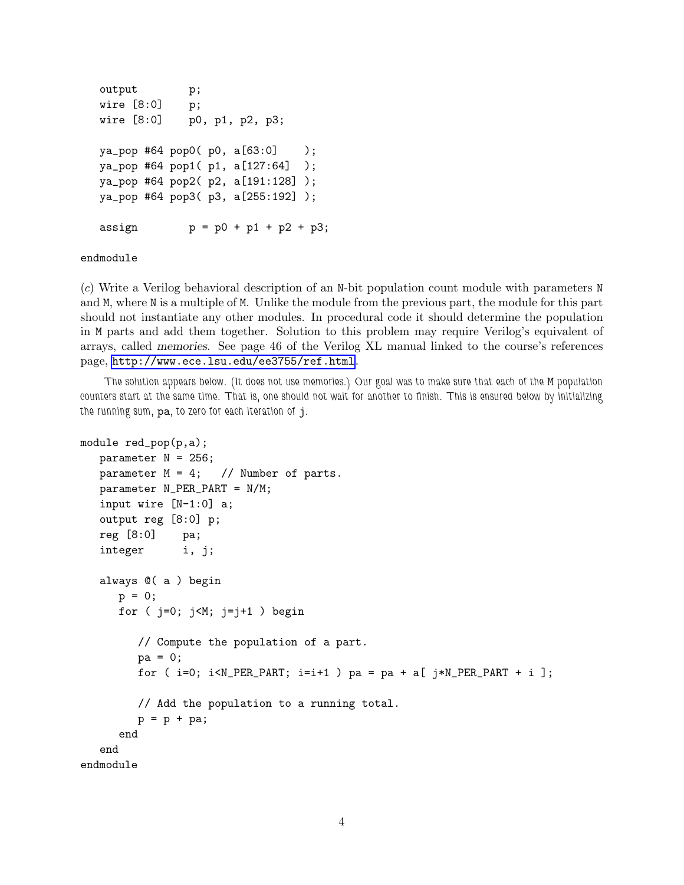```
   output        p;
   wire [8:0]    p;
   wire [8:0]    p0, p1, p2, p3;

   ya_pop #64 pop0( p0, a[63:0]    );
   ya_pop #64 pop1( p1, a[127:64]  );
   ya_pop #64 pop2( p2, a[191:128] );
   ya_pop #64 pop3( p3, a[255:192] );

   assign        p = p0 + p1 + p2 + p3;

endmodule
```

(*c*) Write a Verilog behavioral description of an N-bit population count module with parameters N and M, where N is a multiple of M. Unlike the module from the previous part, the module for this part should not instantiate any other modules. In procedural code it should determine the population in M parts and add them together. Solution to this problem may require Verilog's equivalent of arrays, called *memories*. See page 46 of the Verilog XL manual linked to the course's references page, http://www.ece.lsu.edu/ee3755/ref.html.

*The solution appears below. (It does not use memories.) Our goal was to make sure that each of the M population counters start at the same time. That is, one should not wait for another to finish. This is ensured below by initializing the running sum, pa, to zero for each iteration of j.*

```
module red_pop(p,a);
   parameter N = 256;
   parameter M = 4;   // Number of parts.
   parameter N_PER_PART = N/M;
   input wire [N-1:0] a;
   output reg [8:0] p;
   reg [8:0]    pa;
   integer      i, j;

   always @( a ) begin
      p = 0;
      for ( j=0; j<M; j=j+1 ) begin

         // Compute the population of a part.
         pa = 0;
         for ( i=0; i<N_PER_PART; i=i+1 ) pa = pa + a[ j*N_PER_PART + i ];

         // Add the population to a running total.
         p = p + pa;
      end
   end
endmodule
```